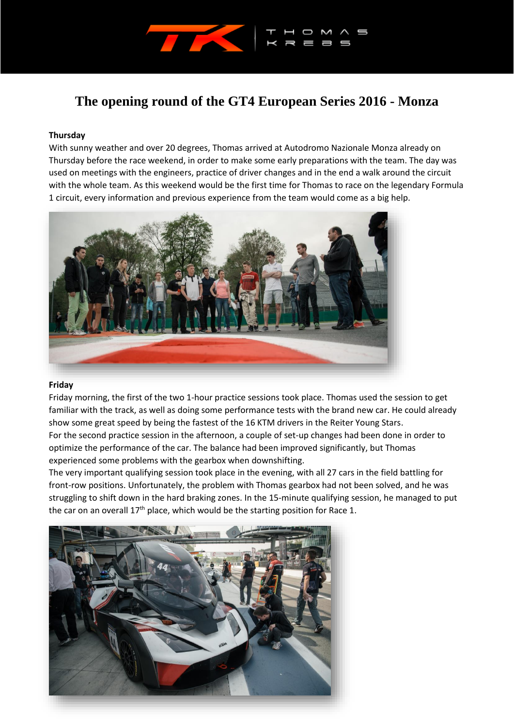# The opening round of the GT4 European Series 2016 - Monza

**Thursday**

With sunny weather and over 20 degrees, Thomas arrived at Autodromo Nazionale Monza already on Thursday before the race weekend, in order to make some early preparations with the team. The day was used on meetings with the engineers, practice of driver changes and in the end a walk around the circuit with the whole team. As this weekend would be the first time for Thomas to race on the legendary Formula 1 circuit, every information and previous experience from the team would come as a big help.

**Friday**

Friday morning, the first of the two 1-hour practice sessions took place. Thomas used the session to get familiar with the track, as well as doing some performance tests with the brand new car. He could already show some great speed by being the fastest of the 16 KTM drivers in the Reiter Young Stars.
For the second practice session in the afternoon, a couple of set-up changes had been done in order to optimize the performance of the car. The balance had been improved significantly, but Thomas experienced some problems with the gearbox when downshifting.
The very important qualifying session took place in the evening, with all 27 cars in the field battling for front-row positions. Unfortunately, the problem with Thomas gearbox had not been solved, and he was struggling to shift down in the hard braking zones. In the 15-minute qualifying session, he managed to put the car on an overall 17th place, which would be the starting position for Race 1.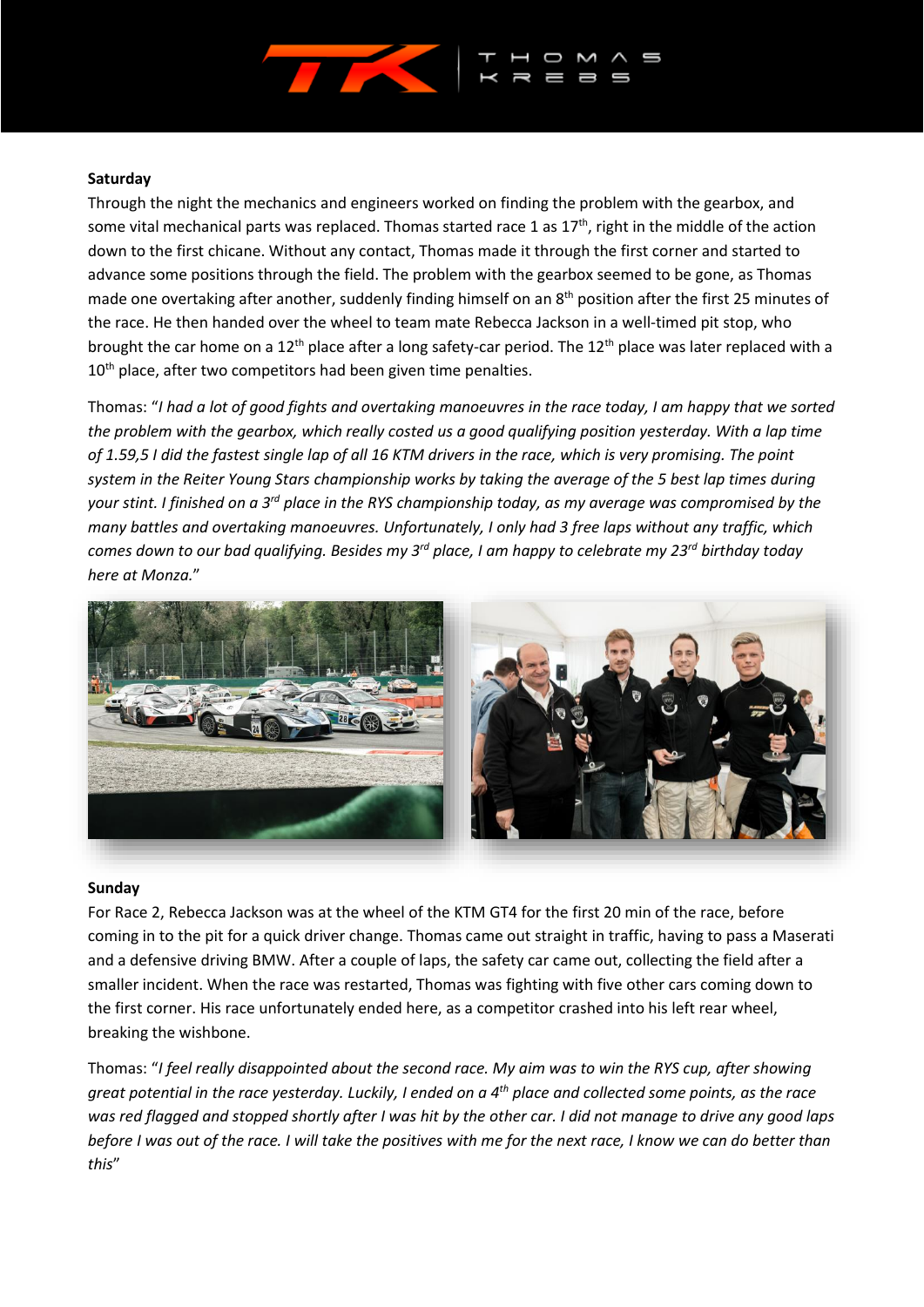**Saturday**

Through the night the mechanics and engineers worked on finding the problem with the gearbox, and some vital mechanical parts was replaced. Thomas started race 1 as 17th, right in the middle of the action down to the first chicane. Without any contact, Thomas made it through the first corner and started to advance some positions through the field. The problem with the gearbox seemed to be gone, as Thomas made one overtaking after another, suddenly finding himself on an 8th position after the first 25 minutes of the race. He then handed over the wheel to team mate Rebecca Jackson in a well-timed pit stop, who brought the car home on a 12th place after a long safety-car period. The 12th place was later replaced with a 10th place, after two competitors had been given time penalties.

Thomas: "*I had a lot of good fights and overtaking manoeuvres in the race today, I am happy that we sorted the problem with the gearbox, which really costed us a good qualifying position yesterday. With a lap time of 1.59,5 I did the fastest single lap of all 16 KTM drivers in the race, which is very promising. The point system in the Reiter Young Stars championship works by taking the average of the 5 best lap times during your stint. I finished on a 3rd place in the RYS championship today, as my average was compromised by the many battles and overtaking manoeuvres. Unfortunately, I only had 3 free laps without any traffic, which comes down to our bad qualifying. Besides my 3rd place, I am happy to celebrate my 23rd birthday today here at Monza.*"

**Sunday**

For Race 2, Rebecca Jackson was at the wheel of the KTM GT4 for the first 20 min of the race, before coming in to the pit for a quick driver change. Thomas came out straight in traffic, having to pass a Maserati and a defensive driving BMW. After a couple of laps, the safety car came out, collecting the field after a smaller incident. When the race was restarted, Thomas was fighting with five other cars coming down to the first corner. His race unfortunately ended here, as a competitor crashed into his left rear wheel, breaking the wishbone.

Thomas: "*I feel really disappointed about the second race. My aim was to win the RYS cup, after showing great potential in the race yesterday. Luckily, I ended on a 4th place and collected some points, as the race was red flagged and stopped shortly after I was hit by the other car. I did not manage to drive any good laps before I was out of the race. I will take the positives with me for the next race, I know we can do better than this*"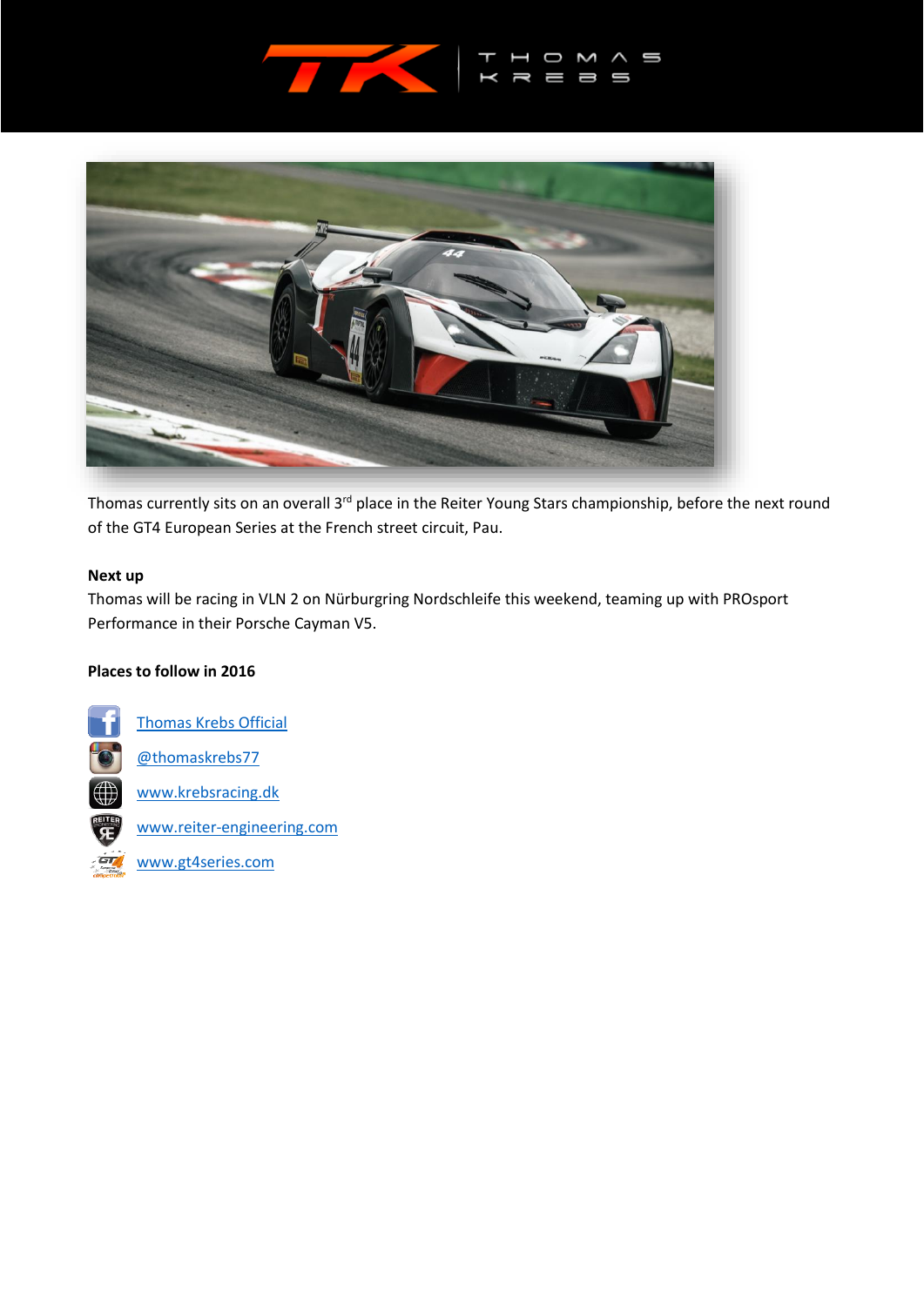Thomas currently sits on an overall 3rd place in the Reiter Young Stars championship, before the next round of the GT4 European Series at the French street circuit, Pau.

**Next up**

Thomas will be racing in VLN 2 on Nürburgring Nordschleife this weekend, teaming up with PROsport Performance in their Porsche Cayman V5.

**Places to follow in 2016**

Thomas Krebs Official

@thomaskrebs77

www.krebsracing.dk

www.reiter-engineering.com

www.gt4series.com